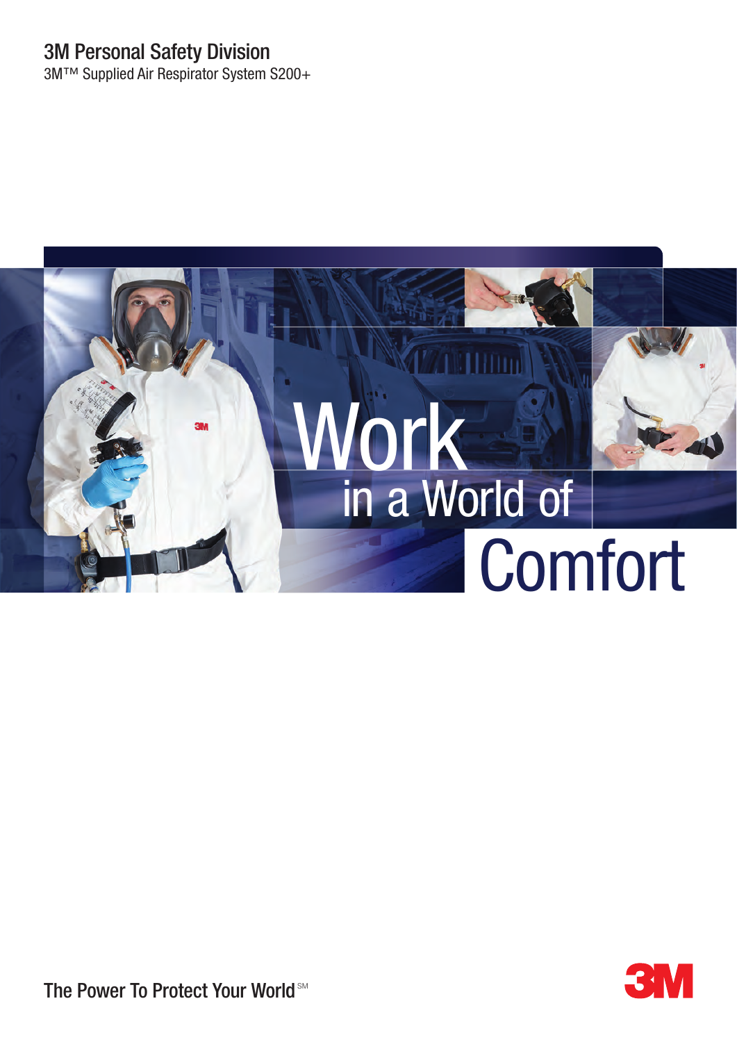3M Personal Safety Division

3M™ Supplied Air Respirator System S200+

# Work in a World of Comfort

The Power To Protect Your World℠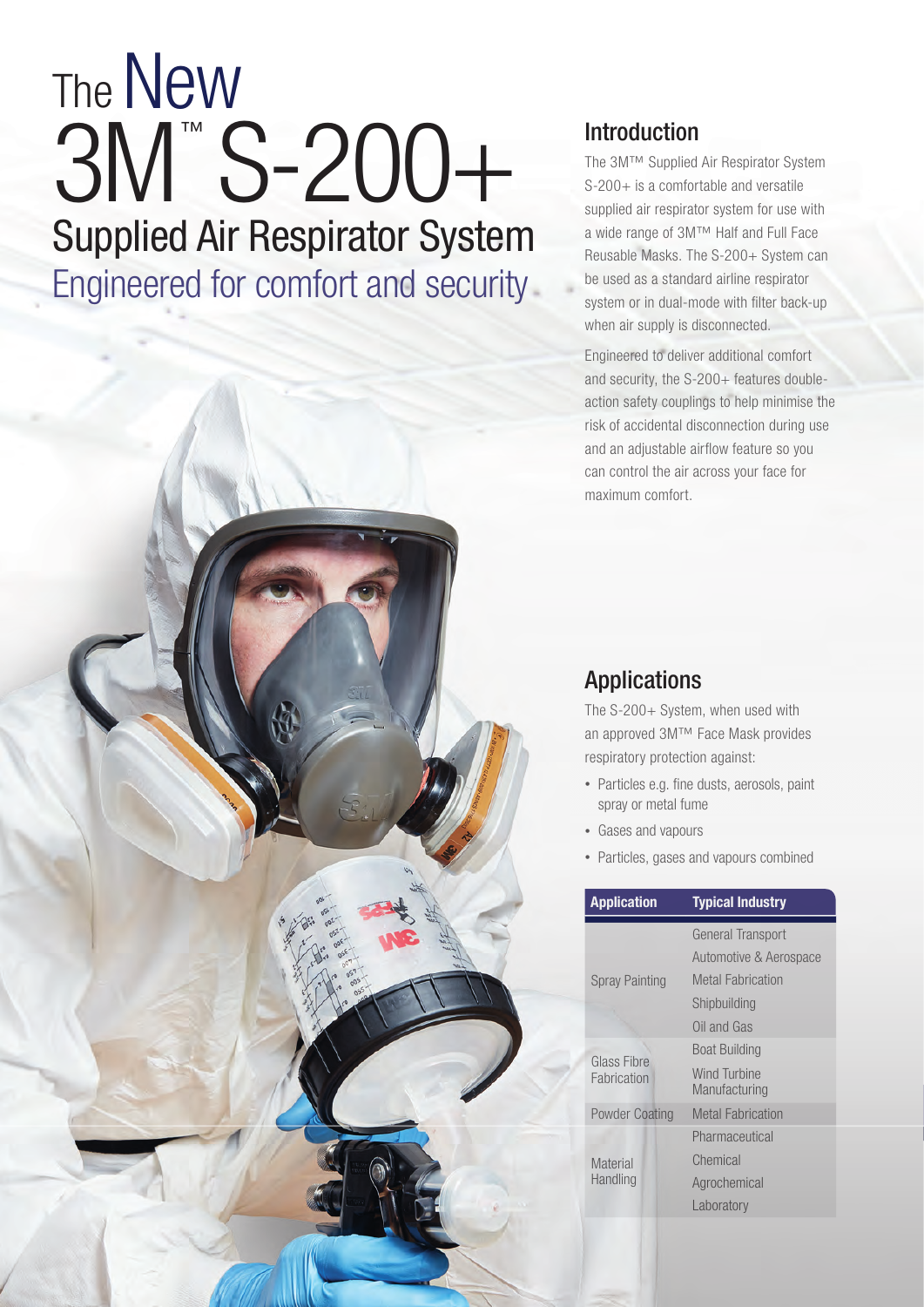# The New 3M™ S-200+ Supplied Air Respirator System

## Engineered for comfort and security

## Introduction

The 3M™ Supplied Air Respirator System S-200+ is a comfortable and versatile supplied air respirator system for use with a wide range of 3M™ Half and Full Face Reusable Masks. The S-200+ System can be used as a standard airline respirator system or in dual-mode with filter back-up when air supply is disconnected.

Engineered to deliver additional comfort and security, the S-200+ features double-action safety couplings to help minimise the risk of accidental disconnection during use and an adjustable airflow feature so you can control the air across your face for maximum comfort.

## Applications

The S-200+ System, when used with an approved 3M™ Face Mask provides respiratory protection against:

- Particles e.g. fine dusts, aerosols, paint spray or metal fume
- Gases and vapours
- Particles, gases and vapours combined

| Application | Typical Industry |
|---|---|
| Spray Painting | General Transport |
| | Automotive & Aerospace |
| | Metal Fabrication |
| | Shipbuilding |
| | Oil and Gas |
| Glass Fibre Fabrication | Boat Building |
| | Wind Turbine Manufacturing |
| Powder Coating | Metal Fabrication |
| Material Handling | Pharmaceutical |
| | Chemical |
| | Agrochemical |
| | Laboratory |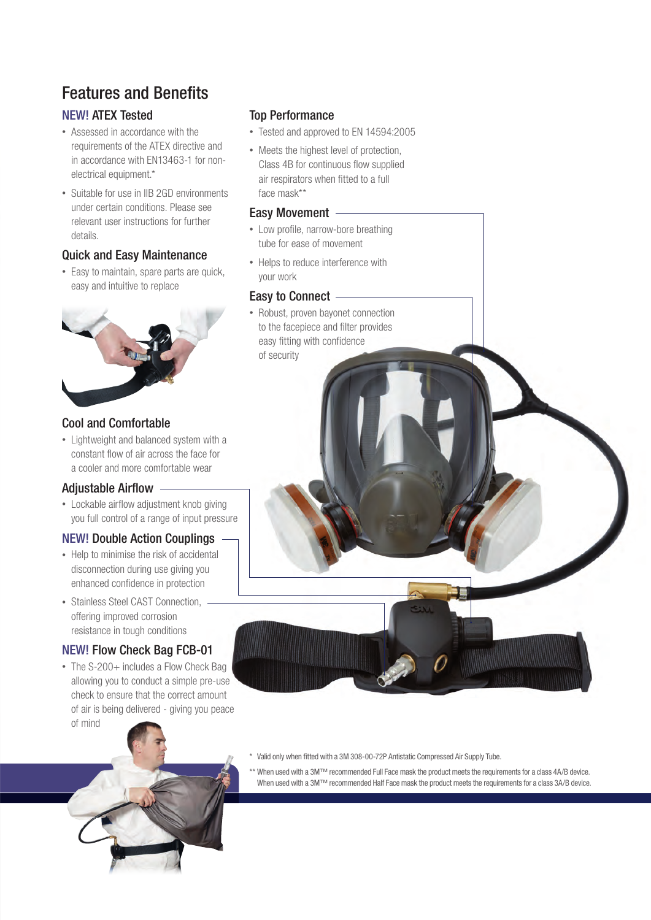# Features and Benefits

## NEW! ATEX Tested

- Assessed in accordance with the requirements of the ATEX directive and in accordance with EN13463-1 for non-electrical equipment.*
- Suitable for use in IIB 2GD environments under certain conditions. Please see relevant user instructions for further details.

## Quick and Easy Maintenance

- Easy to maintain, spare parts are quick, easy and intuitive to replace

## Cool and Comfortable

- Lightweight and balanced system with a constant flow of air across the face for a cooler and more comfortable wear

## Adjustable Airflow

- Lockable airflow adjustment knob giving you full control of a range of input pressure

## NEW! Double Action Couplings

- Help to minimise the risk of accidental disconnection during use giving you enhanced confidence in protection
- Stainless Steel CAST Connection, offering improved corrosion resistance in tough conditions

## NEW! Flow Check Bag FCB-01

- The S-200+ includes a Flow Check Bag allowing you to conduct a simple pre-use check to ensure that the correct amount of air is being delivered - giving you peace of mind

## Top Performance

- Tested and approved to EN 14594:2005
- Meets the highest level of protection, Class 4B for continuous flow supplied air respirators when fitted to a full face mask**

## Easy Movement

- Low profile, narrow-bore breathing tube for ease of movement
- Helps to reduce interference with your work

## Easy to Connect

- Robust, proven bayonet connection to the facepiece and filter provides easy fitting with confidence of security

\* Valid only when fitted with a 3M 308-00-72P Antistatic Compressed Air Supply Tube.

\*\* When used with a 3M™ recommended Full Face mask the product meets the requirements for a class 4A/B device. When used with a 3M™ recommended Half Face mask the product meets the requirements for a class 3A/B device.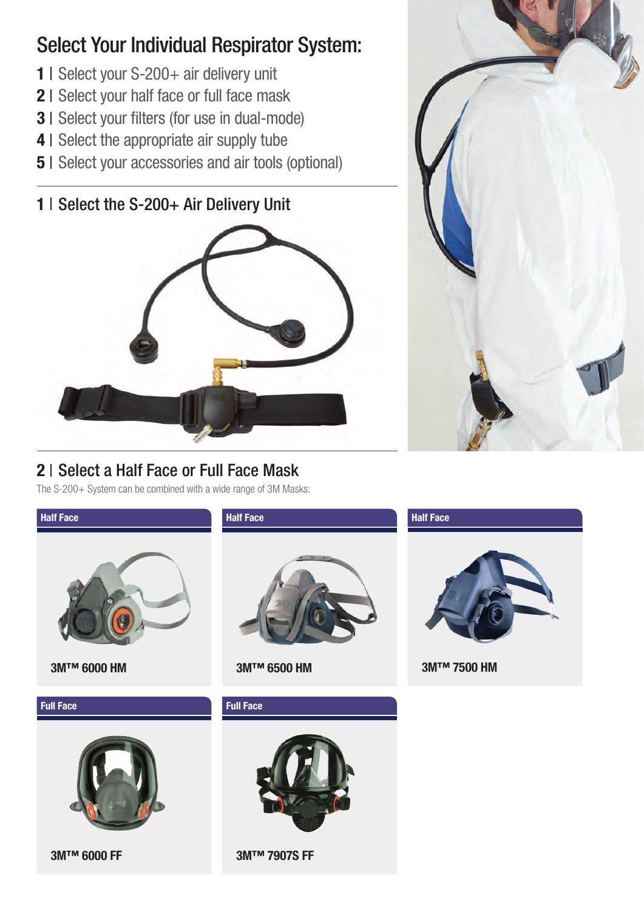# Select Your Individual Respirator System:

1 | Select your S-200+ air delivery unit
2 | Select your half face or full face mask
3 | Select your filters (for use in dual-mode)
4 | Select the appropriate air supply tube
5 | Select your accessories and air tools (optional)

## 1 | Select the S-200+ Air Delivery Unit

## 2 | Select a Half Face or Full Face Mask

The S-200+ System can be combined with a wide range of 3M Masks:

**Half Face**

**3M™ 6000 HM**

**Half Face**

**3M™ 6500 HM**

**Half Face**

**3M™ 7500 HM**

**Full Face**

**3M™ 6000 FF**

**Full Face**

**3M™ 7907S FF**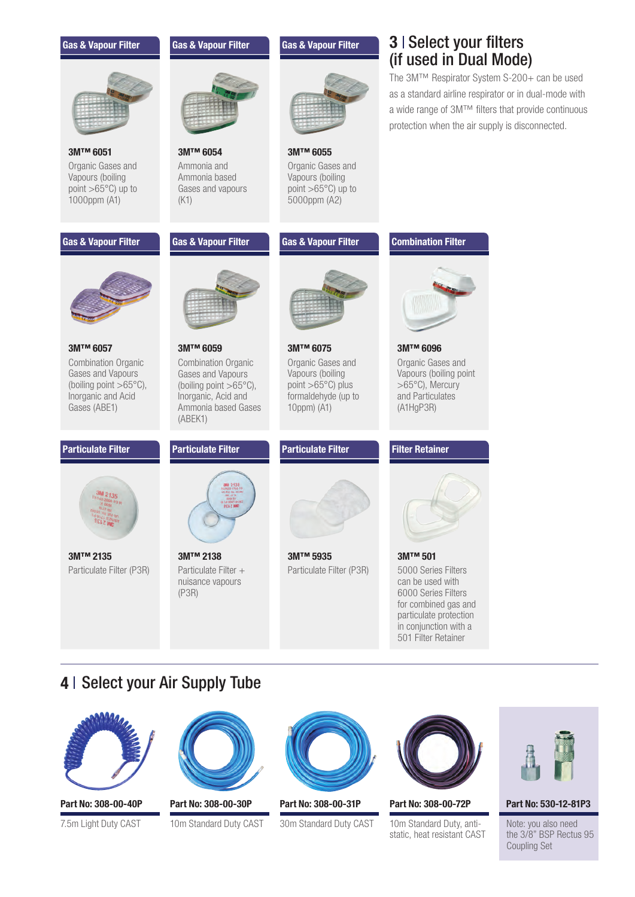## 3 | Select your filters (if used in Dual Mode)

The 3M™ Respirator System S-200+ can be used as a standard airline respirator or in dual-mode with a wide range of 3M™ filters that provide continuous protection when the air supply is disconnected.

### Gas & Vapour Filter

**3M™ 6051**
Organic Gases and Vapours (boiling point >65°C) up to 1000ppm (A1)

### Gas & Vapour Filter

**3M™ 6054**
Ammonia and Ammonia based Gases and vapours (K1)

### Gas & Vapour Filter

**3M™ 6055**
Organic Gases and Vapours (boiling point >65°C) up to 5000ppm (A2)

### Gas & Vapour Filter

**3M™ 6057**
Combination Organic Gases and Vapours (boiling point >65°C), Inorganic and Acid Gases (ABE1)

### Gas & Vapour Filter

**3M™ 6059**
Combination Organic Gases and Vapours (boiling point >65°C), Inorganic, Acid and Ammonia based Gases (ABEK1)

### Gas & Vapour Filter

**3M™ 6075**
Organic Gases and Vapours (boiling point >65°C) plus formaldehyde (up to 10ppm) (A1)

### Combination Filter

**3M™ 6096**
Organic Gases and Vapours (boiling point >65°C), Mercury and Particulates (A1HgP3R)

### Particulate Filter

**3M™ 2135**
Particulate Filter (P3R)

### Particulate Filter

**3M™ 2138**
Particulate Filter + nuisance vapours (P3R)

### Particulate Filter

**3M™ 5935**
Particulate Filter (P3R)

### Filter Retainer

**3M™ 501**
5000 Series Filters can be used with 6000 Series Filters for combined gas and particulate protection in conjunction with a 501 Filter Retainer

## 4 | Select your Air Supply Tube

**Part No: 308-00-40P**
7.5m Light Duty CAST

**Part No: 308-00-30P**
10m Standard Duty CAST

**Part No: 308-00-31P**
30m Standard Duty CAST

**Part No: 308-00-72P**
10m Standard Duty, anti-static, heat resistant CAST

**Part No: 530-12-81P3**
Note: you also need the 3/8" BSP Rectus 95 Coupling Set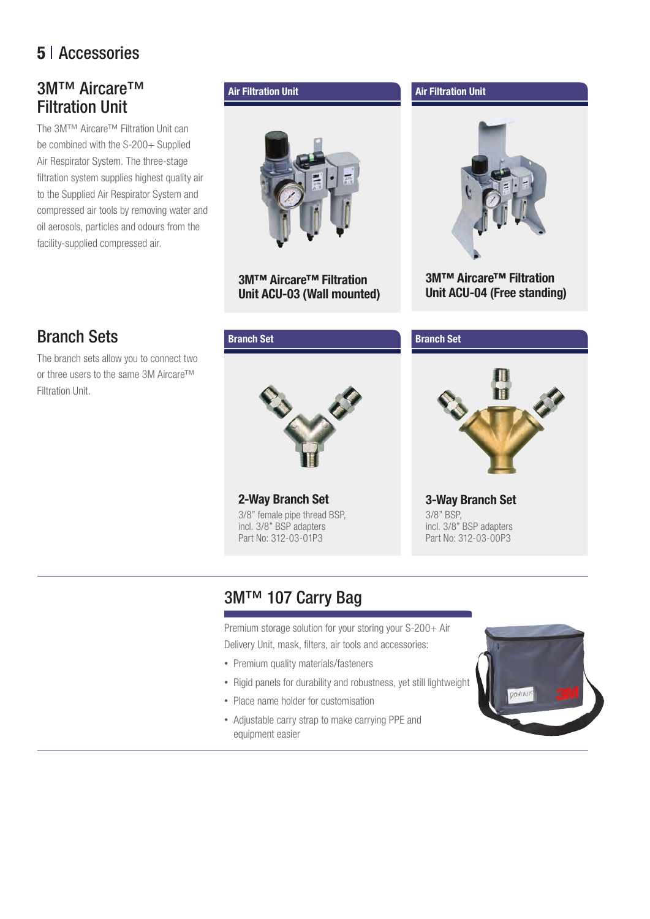# 5 | Accessories

## 3M™ Aircare™ Filtration Unit

The 3M™ Aircare™ Filtration Unit can be combined with the S-200+ Supplied Air Respirator System. The three-stage filtration system supplies highest quality air to the Supplied Air Respirator System and compressed air tools by removing water and oil aerosols, particles and odours from the facility-supplied compressed air.

**Air Filtration Unit**

**3M™ Aircare™ Filtration Unit ACU-03 (Wall mounted)**

**Air Filtration Unit**

**3M™ Aircare™ Filtration Unit ACU-04 (Free standing)**

## Branch Sets

The branch sets allow you to connect two or three users to the same 3M Aircare™ Filtration Unit.

**Branch Set**

**2-Way Branch Set**

3/8" female pipe thread BSP,
incl. 3/8" BSP adapters
Part No: 312-03-01P3

**Branch Set**

**3-Way Branch Set**

3/8" BSP,
incl. 3/8" BSP adapters
Part No: 312-03-00P3

## 3M™ 107 Carry Bag

Premium storage solution for your storing your S-200+ Air Delivery Unit, mask, filters, air tools and accessories:

- Premium quality materials/fasteners
- Rigid panels for durability and robustness, yet still lightweight
- Place name holder for customisation
- Adjustable carry strap to make carrying PPE and equipment easier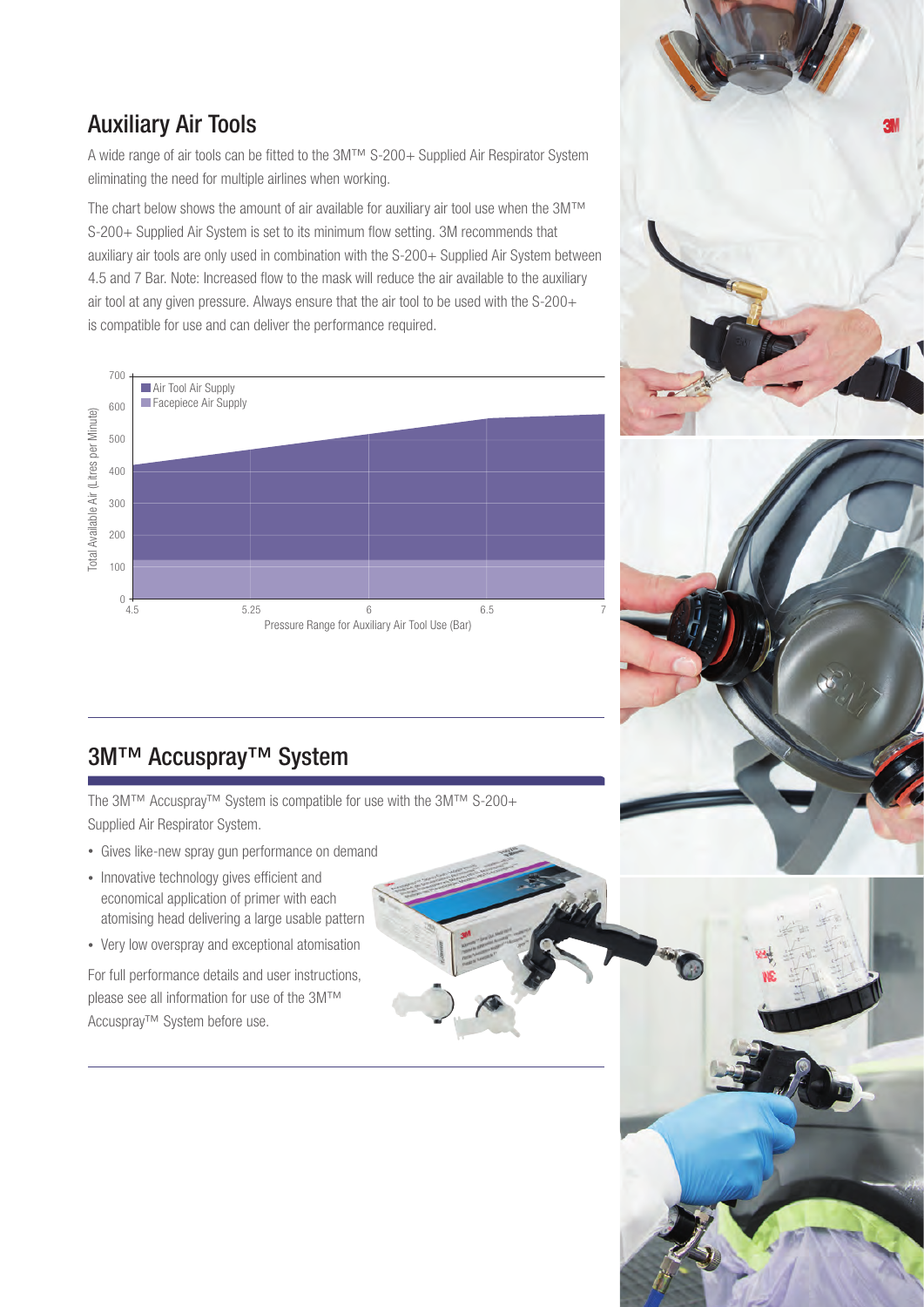## Auxiliary Air Tools

A wide range of air tools can be fitted to the 3M™ S-200+ Supplied Air Respirator System eliminating the need for multiple airlines when working.

The chart below shows the amount of air available for auxiliary air tool use when the 3M™ S-200+ Supplied Air System is set to its minimum flow setting. 3M recommends that auxiliary air tools are only used in combination with the S-200+ Supplied Air System between 4.5 and 7 Bar. Note: Increased flow to the mask will reduce the air available to the auxiliary air tool at any given pressure. Always ensure that the air tool to be used with the S-200+ is compatible for use and can deliver the performance required.

Total Available Air (Litres per Minute)

700
600
500
400
300
200
100
0

■ Air Tool Air Supply
■ Facepiece Air Supply

4.5 5.25 6 6.5 7

Pressure Range for Auxiliary Air Tool Use (Bar)

## 3M™ Accuspray™ System

The 3M™ Accuspray™ System is compatible for use with the 3M™ S-200+ Supplied Air Respirator System.

- Gives like-new spray gun performance on demand
- Innovative technology gives efficient and economical application of primer with each atomising head delivering a large usable pattern
- Very low overspray and exceptional atomisation

For full performance details and user instructions, please see all information for use of the 3M™ Accuspray™ System before use.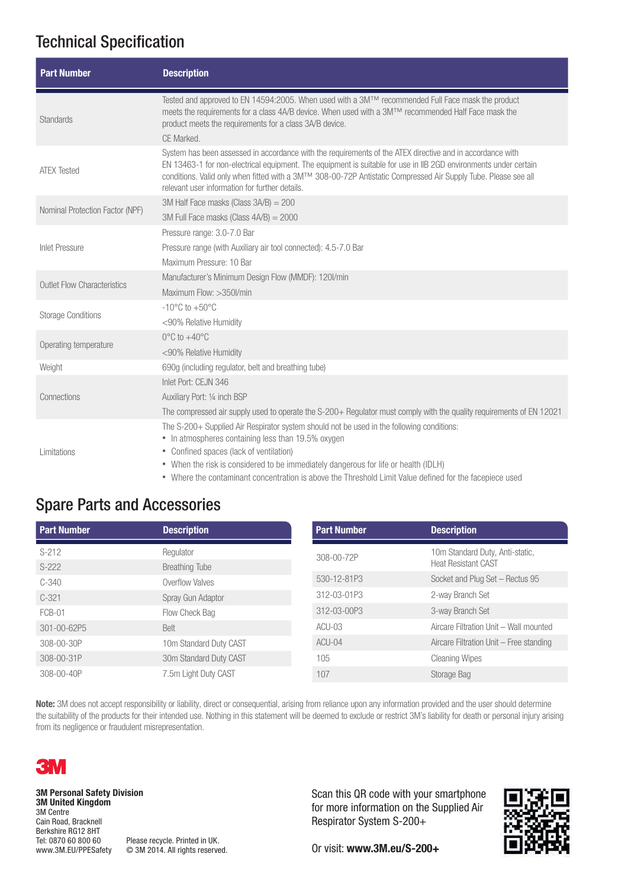## Technical Specification

| Part Number | Description |
|---|---|
| Standards | Tested and approved to EN 14594:2005. When used with a 3M™ recommended Full Face mask the product meets the requirements for a class 4A/B device. When used with a 3M™ recommended Half Face mask the product meets the requirements for a class 3A/B device.<br>CE Marked. |
| ATEX Tested | System has been assessed in accordance with the requirements of the ATEX directive and in accordance with EN 13463-1 for non-electrical equipment. The equipment is suitable for use in IIB 2GD environments under certain conditions. Valid only when fitted with a 3M™ 308-00-72P Antistatic Compressed Air Supply Tube. Please see all relevant user information for further details. |
| Nominal Protection Factor (NPF) | 3M Half Face masks (Class 3A/B) = 200<br>3M Full Face masks (Class 4A/B) = 2000 |
| Inlet Pressure | Pressure range: 3.0-7.0 Bar<br>Pressure range (with Auxiliary air tool connected): 4.5-7.0 Bar<br>Maximum Pressure: 10 Bar |
| Outlet Flow Characteristics | Manufacturer's Minimum Design Flow (MMDF): 120l/min<br>Maximum Flow: >350l/min |
| Storage Conditions | -10°C to +50°C<br><90% Relative Humidity |
| Operating temperature | 0°C to +40°C<br><90% Relative Humidity |
| Weight | 690g (including regulator, belt and breathing tube) |
| Connections | Inlet Port: CEJN 346<br>Auxiliary Port: ¼ inch BSP<br>The compressed air supply used to operate the S-200+ Regulator must comply with the quality requirements of EN 12021 |
| Limitations | The S-200+ Supplied Air Respirator system should not be used in the following conditions:<br>• In atmospheres containing less than 19.5% oxygen<br>• Confined spaces (lack of ventilation)<br>• When the risk is considered to be immediately dangerous for life or health (IDLH)<br>• Where the contaminant concentration is above the Threshold Limit Value defined for the facepiece used |

## Spare Parts and Accessories

| Part Number | Description |
|---|---|
| S-212 | Regulator |
| S-222 | Breathing Tube |
| C-340 | Overflow Valves |
| C-321 | Spray Gun Adaptor |
| FCB-01 | Flow Check Bag |
| 301-00-62P5 | Belt |
| 308-00-30P | 10m Standard Duty CAST |
| 308-00-31P | 30m Standard Duty CAST |
| 308-00-40P | 7.5m Light Duty CAST |

| Part Number | Description |
|---|---|
| 308-00-72P | 10m Standard Duty, Anti-static, Heat Resistant CAST |
| 530-12-81P3 | Socket and Plug Set – Rectus 95 |
| 312-03-01P3 | 2-way Branch Set |
| 312-03-00P3 | 3-way Branch Set |
| ACU-03 | Aircare Filtration Unit – Wall mounted |
| ACU-04 | Aircare Filtration Unit – Free standing |
| 105 | Cleaning Wipes |
| 107 | Storage Bag |

**Note:** 3M does not accept responsibility or liability, direct or consequential, arising from reliance upon any information provided and the user should determine the suitability of the products for their intended use. Nothing in this statement will be deemed to exclude or restrict 3M's liability for death or personal injury arising from its negligence or fraudulent misrepresentation.

3M

**3M Personal Safety Division**
**3M United Kingdom**
3M Centre
Cain Road, Bracknell
Berkshire RG12 8HT
Tel: 0870 60 800 60
www.3M.EU/PPESafety

Please recycle. Printed in UK.
© 3M 2014. All rights reserved.

Scan this QR code with your smartphone for more information on the Supplied Air Respirator System S-200+

Or visit: **www.3M.eu/S-200+**